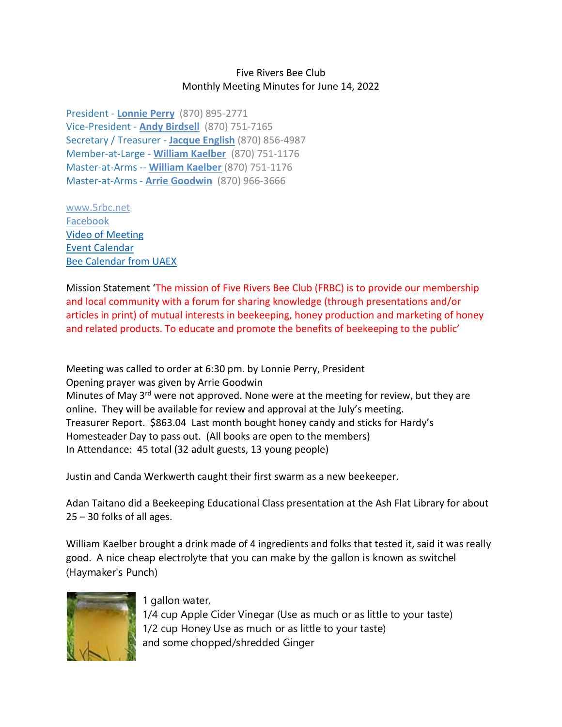# Five Rivers Bee Club
## Monthly Meeting Minutes for June 14, 2022

President - **Lonnie Perry** (870) 895-2771
Vice-President - **Andy Birdsell** (870) 751-7165
Secretary / Treasurer - **Jacque English** (870) 856-4987
Member-at-Large - **William Kaelber** (870) 751-1176
Master-at-Arms -- **William Kaelber** (870) 751-1176
Master-at-Arms - **Arrie Goodwin** (870) 966-3666

www.5rbc.net
Facebook
Video of Meeting
Event Calendar
Bee Calendar from UAEX

Mission Statement 'The mission of Five Rivers Bee Club (FRBC) is to provide our membership and local community with a forum for sharing knowledge (through presentations and/or articles in print) of mutual interests in beekeeping, honey production and marketing of honey and related products. To educate and promote the benefits of beekeeping to the public'

Meeting was called to order at 6:30 pm. by Lonnie Perry, President
Opening prayer was given by Arrie Goodwin
Minutes of May 3rd were not approved. None were at the meeting for review, but they are online. They will be available for review and approval at the July's meeting.
Treasurer Report. $863.04 Last month bought honey candy and sticks for Hardy's Homesteader Day to pass out. (All books are open to the members)
In Attendance: 45 total (32 adult guests, 13 young people)

Justin and Canda Werkwerth caught their first swarm as a new beekeeper.

Adan Taitano did a Beekeeping Educational Class presentation at the Ash Flat Library for about 25 – 30 folks of all ages.

William Kaelber brought a drink made of 4 ingredients and folks that tested it, said it was really good. A nice cheap electrolyte that you can make by the gallon is known as switchel (Haymaker's Punch)

1 gallon water,
1/4 cup Apple Cider Vinegar (Use as much or as little to your taste)
1/2 cup Honey Use as much or as little to your taste)
and some chopped/shredded Ginger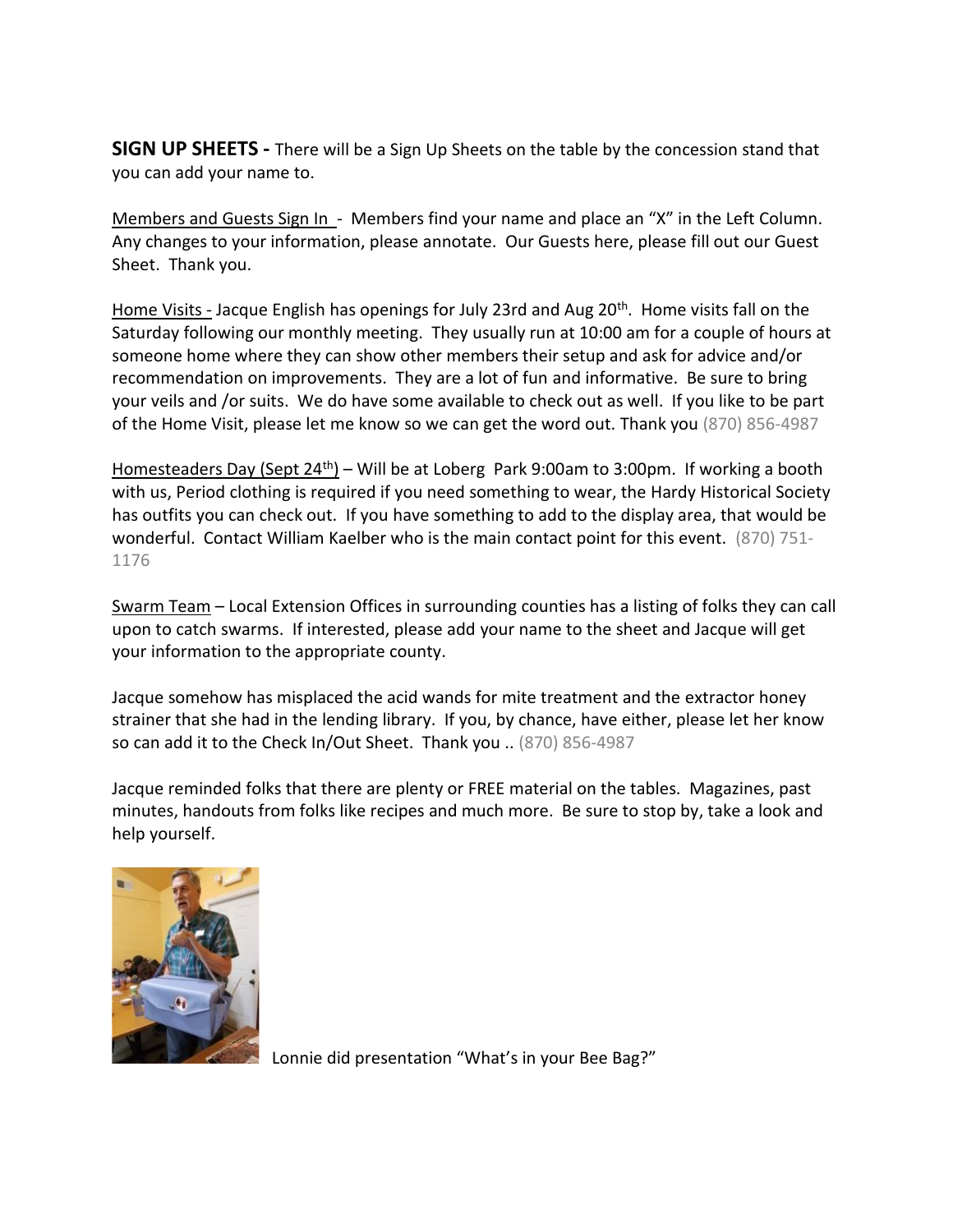**SIGN UP SHEETS -** There will be a Sign Up Sheets on the table by the concession stand that you can add your name to.

Members and Guests Sign In - Members find your name and place an "X" in the Left Column. Any changes to your information, please annotate. Our Guests here, please fill out our Guest Sheet. Thank you.

Home Visits - Jacque English has openings for July 23rd and Aug 20th. Home visits fall on the Saturday following our monthly meeting. They usually run at 10:00 am for a couple of hours at someone home where they can show other members their setup and ask for advice and/or recommendation on improvements. They are a lot of fun and informative. Be sure to bring your veils and /or suits. We do have some available to check out as well. If you like to be part of the Home Visit, please let me know so we can get the word out. Thank you (870) 856-4987

Homesteaders Day (Sept 24th) – Will be at Loberg Park 9:00am to 3:00pm. If working a booth with us, Period clothing is required if you need something to wear, the Hardy Historical Society has outfits you can check out. If you have something to add to the display area, that would be wonderful. Contact William Kaelber who is the main contact point for this event. (870) 751-1176

Swarm Team – Local Extension Offices in surrounding counties has a listing of folks they can call upon to catch swarms. If interested, please add your name to the sheet and Jacque will get your information to the appropriate county.

Jacque somehow has misplaced the acid wands for mite treatment and the extractor honey strainer that she had in the lending library. If you, by chance, have either, please let her know so can add it to the Check In/Out Sheet. Thank you .. (870) 856-4987

Jacque reminded folks that there are plenty or FREE material on the tables. Magazines, past minutes, handouts from folks like recipes and much more. Be sure to stop by, take a look and help yourself.

Lonnie did presentation "What's in your Bee Bag?"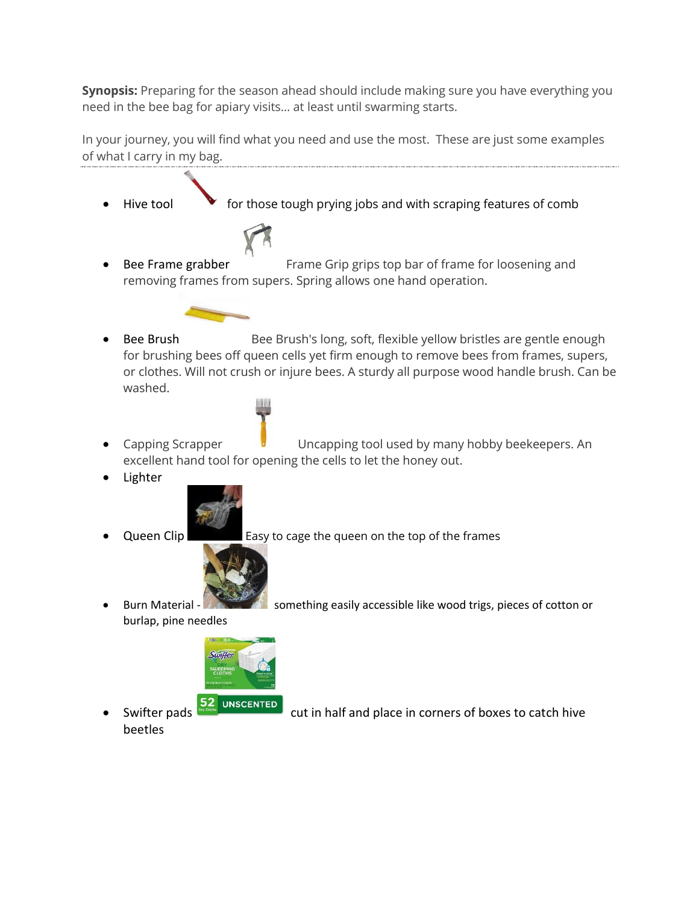**Synopsis:** Preparing for the season ahead should include making sure you have everything you need in the bee bag for apiary visits… at least until swarming starts.

In your journey, you will find what you need and use the most. These are just some examples of what I carry in my bag.

- Hive tool for those tough prying jobs and with scraping features of comb
- Bee Frame grabber Frame Grip grips top bar of frame for loosening and removing frames from supers. Spring allows one hand operation.
- Bee Brush Bee Brush's long, soft, flexible yellow bristles are gentle enough for brushing bees off queen cells yet firm enough to remove bees from frames, supers, or clothes. Will not crush or injure bees. A sturdy all purpose wood handle brush. Can be washed.
- Capping Scrapper Uncapping tool used by many hobby beekeepers. An excellent hand tool for opening the cells to let the honey out.
- Lighter
- Queen Clip Easy to cage the queen on the top of the frames
- Burn Material - something easily accessible like wood trigs, pieces of cotton or burlap, pine needles
- Swifter pads cut in half and place in corners of boxes to catch hive beetles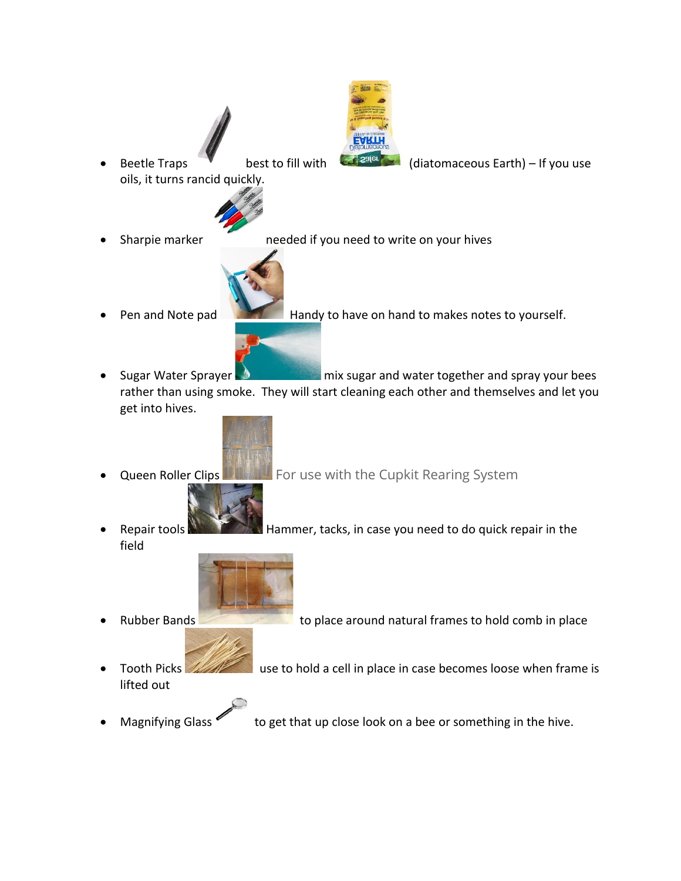- Beetle Traps best to fill with (diatomaceous Earth) – If you use oils, it turns rancid quickly.
- Sharpie marker needed if you need to write on your hives
- Pen and Note pad Handy to have on hand to makes notes to yourself.
- Sugar Water Sprayer mix sugar and water together and spray your bees rather than using smoke. They will start cleaning each other and themselves and let you get into hives.
- Queen Roller Clips For use with the Cupkit Rearing System
- Repair tools Hammer, tacks, in case you need to do quick repair in the field
- Rubber Bands to place around natural frames to hold comb in place
- Tooth Picks use to hold a cell in place in case becomes loose when frame is lifted out
- Magnifying Glass to get that up close look on a bee or something in the hive.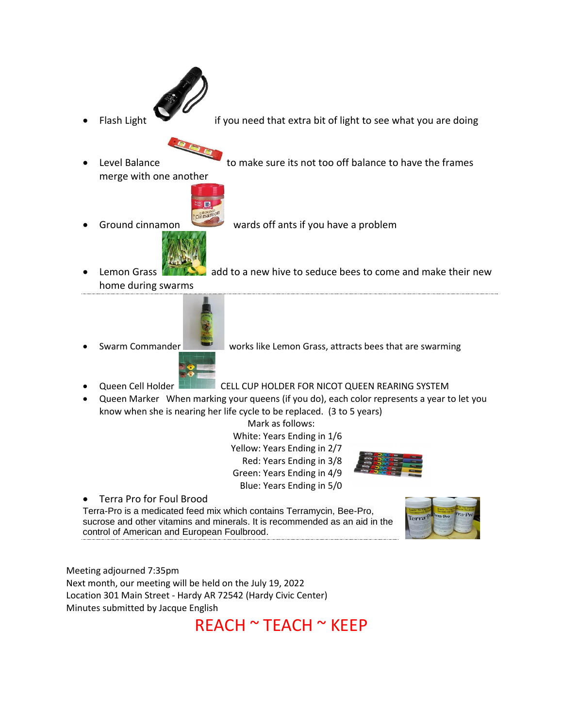- Flash Light if you need that extra bit of light to see what you are doing
- Level Balance to make sure its not too off balance to have the frames merge with one another
- Ground cinnamon wards off ants if you have a problem
- Lemon Grass add to a new hive to seduce bees to come and make their new home during swarms

---

- Swarm Commander works like Lemon Grass, attracts bees that are swarming
- Queen Cell Holder CELL CUP HOLDER FOR NICOT QUEEN REARING SYSTEM
- Queen Marker When marking your queens (if you do), each color represents a year to let you know when she is nearing her life cycle to be replaced. (3 to 5 years)

  Mark as follows:
  White: Years Ending in 1/6
  Yellow: Years Ending in 2/7
  Red: Years Ending in 3/8
  Green: Years Ending in 4/9
  Blue: Years Ending in 5/0

- Terra Pro for Foul Brood

Terra-Pro is a medicated feed mix which contains Terramycin, Bee-Pro, sucrose and other vitamins and minerals. It is recommended as an aid in the control of American and European Foulbrood.

---

Meeting adjourned 7:35pm
Next month, our meeting will be held on the July 19, 2022
Location 301 Main Street - Hardy AR 72542 (Hardy Civic Center)
Minutes submitted by Jacque English

REACH ~ TEACH ~ KEEP